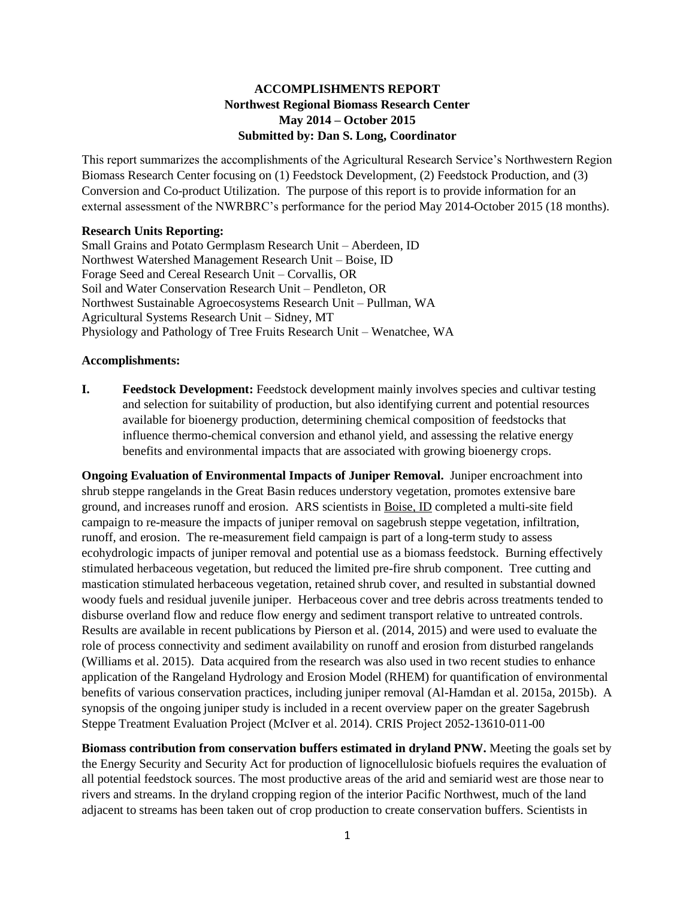**ACCOMPLISHMENTS REPORT**
**Northwest Regional Biomass Research Center**
**May 2014 – October 2015**
**Submitted by: Dan S. Long, Coordinator**

This report summarizes the accomplishments of the Agricultural Research Service's Northwestern Region Biomass Research Center focusing on (1) Feedstock Development, (2) Feedstock Production, and (3) Conversion and Co-product Utilization. The purpose of this report is to provide information for an external assessment of the NWRBRC's performance for the period May 2014-October 2015 (18 months).

**Research Units Reporting:**

Small Grains and Potato Germplasm Research Unit – Aberdeen, ID
Northwest Watershed Management Research Unit – Boise, ID
Forage Seed and Cereal Research Unit – Corvallis, OR
Soil and Water Conservation Research Unit – Pendleton, OR
Northwest Sustainable Agroecosystems Research Unit – Pullman, WA
Agricultural Systems Research Unit – Sidney, MT
Physiology and Pathology of Tree Fruits Research Unit – Wenatchee, WA

**Accomplishments:**

**I. Feedstock Development:** Feedstock development mainly involves species and cultivar testing and selection for suitability of production, but also identifying current and potential resources available for bioenergy production, determining chemical composition of feedstocks that influence thermo-chemical conversion and ethanol yield, and assessing the relative energy benefits and environmental impacts that are associated with growing bioenergy crops.

**Ongoing Evaluation of Environmental Impacts of Juniper Removal.** Juniper encroachment into shrub steppe rangelands in the Great Basin reduces understory vegetation, promotes extensive bare ground, and increases runoff and erosion. ARS scientists in Boise, ID completed a multi-site field campaign to re-measure the impacts of juniper removal on sagebrush steppe vegetation, infiltration, runoff, and erosion. The re-measurement field campaign is part of a long-term study to assess ecohydrologic impacts of juniper removal and potential use as a biomass feedstock. Burning effectively stimulated herbaceous vegetation, but reduced the limited pre-fire shrub component. Tree cutting and mastication stimulated herbaceous vegetation, retained shrub cover, and resulted in substantial downed woody fuels and residual juvenile juniper. Herbaceous cover and tree debris across treatments tended to disburse overland flow and reduce flow energy and sediment transport relative to untreated controls. Results are available in recent publications by Pierson et al. (2014, 2015) and were used to evaluate the role of process connectivity and sediment availability on runoff and erosion from disturbed rangelands (Williams et al. 2015). Data acquired from the research was also used in two recent studies to enhance application of the Rangeland Hydrology and Erosion Model (RHEM) for quantification of environmental benefits of various conservation practices, including juniper removal (Al-Hamdan et al. 2015a, 2015b). A synopsis of the ongoing juniper study is included in a recent overview paper on the greater Sagebrush Steppe Treatment Evaluation Project (McIver et al. 2014). CRIS Project 2052-13610-011-00

**Biomass contribution from conservation buffers estimated in dryland PNW.** Meeting the goals set by the Energy Security and Security Act for production of lignocellulosic biofuels requires the evaluation of all potential feedstock sources. The most productive areas of the arid and semiarid west are those near to rivers and streams. In the dryland cropping region of the interior Pacific Northwest, much of the land adjacent to streams has been taken out of crop production to create conservation buffers. Scientists in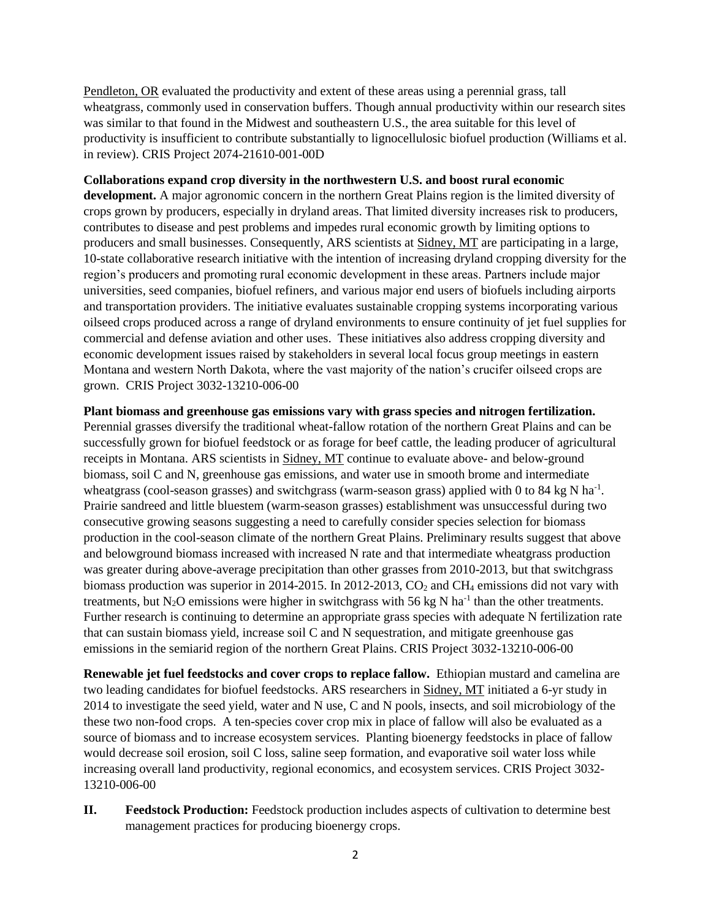Pendleton, OR evaluated the productivity and extent of these areas using a perennial grass, tall wheatgrass, commonly used in conservation buffers. Though annual productivity within our research sites was similar to that found in the Midwest and southeastern U.S., the area suitable for this level of productivity is insufficient to contribute substantially to lignocellulosic biofuel production (Williams et al. in review). CRIS Project 2074-21610-001-00D

**Collaborations expand crop diversity in the northwestern U.S. and boost rural economic development.** A major agronomic concern in the northern Great Plains region is the limited diversity of crops grown by producers, especially in dryland areas. That limited diversity increases risk to producers, contributes to disease and pest problems and impedes rural economic growth by limiting options to producers and small businesses. Consequently, ARS scientists at Sidney, MT are participating in a large, 10-state collaborative research initiative with the intention of increasing dryland cropping diversity for the region's producers and promoting rural economic development in these areas. Partners include major universities, seed companies, biofuel refiners, and various major end users of biofuels including airports and transportation providers. The initiative evaluates sustainable cropping systems incorporating various oilseed crops produced across a range of dryland environments to ensure continuity of jet fuel supplies for commercial and defense aviation and other uses. These initiatives also address cropping diversity and economic development issues raised by stakeholders in several local focus group meetings in eastern Montana and western North Dakota, where the vast majority of the nation's crucifer oilseed crops are grown. CRIS Project 3032-13210-006-00

**Plant biomass and greenhouse gas emissions vary with grass species and nitrogen fertilization.** Perennial grasses diversify the traditional wheat-fallow rotation of the northern Great Plains and can be successfully grown for biofuel feedstock or as forage for beef cattle, the leading producer of agricultural receipts in Montana. ARS scientists in Sidney, MT continue to evaluate above- and below-ground biomass, soil C and N, greenhouse gas emissions, and water use in smooth brome and intermediate wheatgrass (cool-season grasses) and switchgrass (warm-season grass) applied with 0 to 84 kg N $ha^{-1}$. Prairie sandreed and little bluestem (warm-season grasses) establishment was unsuccessful during two consecutive growing seasons suggesting a need to carefully consider species selection for biomass production in the cool-season climate of the northern Great Plains. Preliminary results suggest that above and belowground biomass increased with increased N rate and that intermediate wheatgrass production was greater during above-average precipitation than other grasses from 2010-2013, but that switchgrass biomass production was superior in 2014-2015. In 2012-2013, $CO_2$ and $CH_4$ emissions did not vary with treatments, but $N_2O$ emissions were higher in switchgrass with 56 kg N $ha^{-1}$ than the other treatments. Further research is continuing to determine an appropriate grass species with adequate N fertilization rate that can sustain biomass yield, increase soil C and N sequestration, and mitigate greenhouse gas emissions in the semiarid region of the northern Great Plains. CRIS Project 3032-13210-006-00

**Renewable jet fuel feedstocks and cover crops to replace fallow.** Ethiopian mustard and camelina are two leading candidates for biofuel feedstocks. ARS researchers in Sidney, MT initiated a 6-yr study in 2014 to investigate the seed yield, water and N use, C and N pools, insects, and soil microbiology of the these two non-food crops. A ten-species cover crop mix in place of fallow will also be evaluated as a source of biomass and to increase ecosystem services. Planting bioenergy feedstocks in place of fallow would decrease soil erosion, soil C loss, saline seep formation, and evaporative soil water loss while increasing overall land productivity, regional economics, and ecosystem services. CRIS Project 3032-13210-006-00

**II. Feedstock Production:** Feedstock production includes aspects of cultivation to determine best management practices for producing bioenergy crops.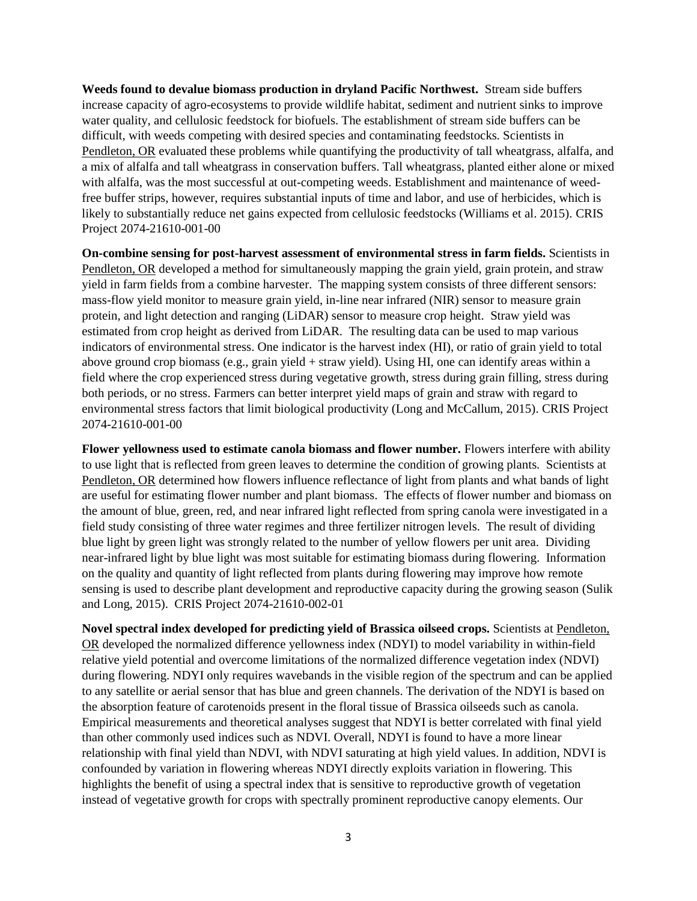**Weeds found to devalue biomass production in dryland Pacific Northwest.** Stream side buffers increase capacity of agro-ecosystems to provide wildlife habitat, sediment and nutrient sinks to improve water quality, and cellulosic feedstock for biofuels. The establishment of stream side buffers can be difficult, with weeds competing with desired species and contaminating feedstocks. Scientists in Pendleton, OR evaluated these problems while quantifying the productivity of tall wheatgrass, alfalfa, and a mix of alfalfa and tall wheatgrass in conservation buffers. Tall wheatgrass, planted either alone or mixed with alfalfa, was the most successful at out-competing weeds. Establishment and maintenance of weed-free buffer strips, however, requires substantial inputs of time and labor, and use of herbicides, which is likely to substantially reduce net gains expected from cellulosic feedstocks (Williams et al. 2015). CRIS Project 2074-21610-001-00

**On-combine sensing for post-harvest assessment of environmental stress in farm fields.** Scientists in Pendleton, OR developed a method for simultaneously mapping the grain yield, grain protein, and straw yield in farm fields from a combine harvester. The mapping system consists of three different sensors: mass-flow yield monitor to measure grain yield, in-line near infrared (NIR) sensor to measure grain protein, and light detection and ranging (LiDAR) sensor to measure crop height. Straw yield was estimated from crop height as derived from LiDAR. The resulting data can be used to map various indicators of environmental stress. One indicator is the harvest index (HI), or ratio of grain yield to total above ground crop biomass (e.g., grain yield + straw yield). Using HI, one can identify areas within a field where the crop experienced stress during vegetative growth, stress during grain filling, stress during both periods, or no stress. Farmers can better interpret yield maps of grain and straw with regard to environmental stress factors that limit biological productivity (Long and McCallum, 2015). CRIS Project 2074-21610-001-00

**Flower yellowness used to estimate canola biomass and flower number.** Flowers interfere with ability to use light that is reflected from green leaves to determine the condition of growing plants. Scientists at Pendleton, OR determined how flowers influence reflectance of light from plants and what bands of light are useful for estimating flower number and plant biomass. The effects of flower number and biomass on the amount of blue, green, red, and near infrared light reflected from spring canola were investigated in a field study consisting of three water regimes and three fertilizer nitrogen levels. The result of dividing blue light by green light was strongly related to the number of yellow flowers per unit area. Dividing near-infrared light by blue light was most suitable for estimating biomass during flowering. Information on the quality and quantity of light reflected from plants during flowering may improve how remote sensing is used to describe plant development and reproductive capacity during the growing season (Sulik and Long, 2015). CRIS Project 2074-21610-002-01

**Novel spectral index developed for predicting yield of Brassica oilseed crops.** Scientists at Pendleton, OR developed the normalized difference yellowness index (NDYI) to model variability in within-field relative yield potential and overcome limitations of the normalized difference vegetation index (NDVI) during flowering. NDYI only requires wavebands in the visible region of the spectrum and can be applied to any satellite or aerial sensor that has blue and green channels. The derivation of the NDYI is based on the absorption feature of carotenoids present in the floral tissue of Brassica oilseeds such as canola. Empirical measurements and theoretical analyses suggest that NDYI is better correlated with final yield than other commonly used indices such as NDVI. Overall, NDYI is found to have a more linear relationship with final yield than NDVI, with NDVI saturating at high yield values. In addition, NDVI is confounded by variation in flowering whereas NDYI directly exploits variation in flowering. This highlights the benefit of using a spectral index that is sensitive to reproductive growth of vegetation instead of vegetative growth for crops with spectrally prominent reproductive canopy elements. Our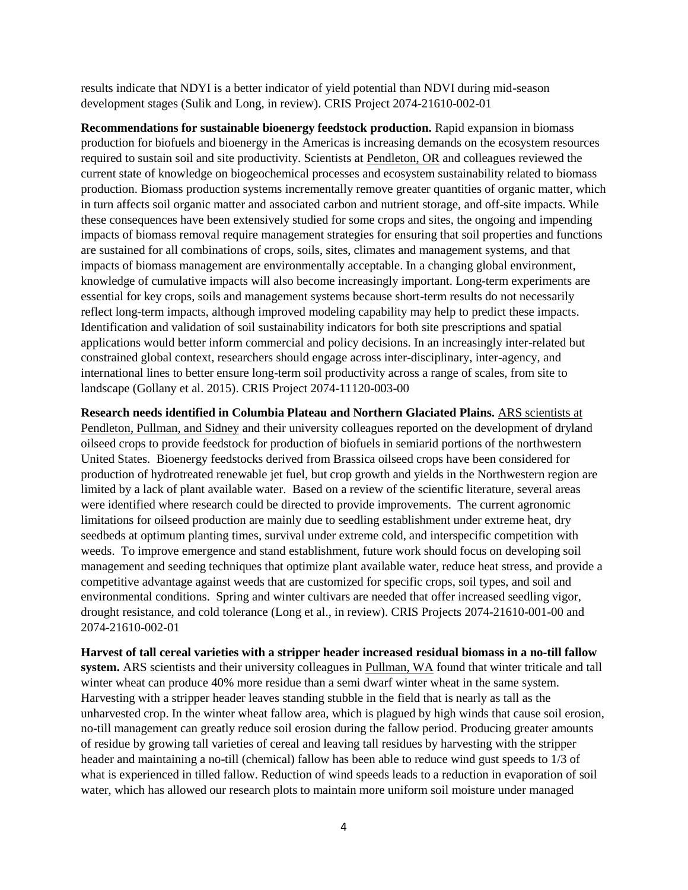results indicate that NDYI is a better indicator of yield potential than NDVI during mid-season development stages (Sulik and Long, in review). CRIS Project 2074-21610-002-01

**Recommendations for sustainable bioenergy feedstock production.** Rapid expansion in biomass production for biofuels and bioenergy in the Americas is increasing demands on the ecosystem resources required to sustain soil and site productivity. Scientists at Pendleton, OR and colleagues reviewed the current state of knowledge on biogeochemical processes and ecosystem sustainability related to biomass production. Biomass production systems incrementally remove greater quantities of organic matter, which in turn affects soil organic matter and associated carbon and nutrient storage, and off-site impacts. While these consequences have been extensively studied for some crops and sites, the ongoing and impending impacts of biomass removal require management strategies for ensuring that soil properties and functions are sustained for all combinations of crops, soils, sites, climates and management systems, and that impacts of biomass management are environmentally acceptable. In a changing global environment, knowledge of cumulative impacts will also become increasingly important. Long-term experiments are essential for key crops, soils and management systems because short-term results do not necessarily reflect long-term impacts, although improved modeling capability may help to predict these impacts. Identification and validation of soil sustainability indicators for both site prescriptions and spatial applications would better inform commercial and policy decisions. In an increasingly inter-related but constrained global context, researchers should engage across inter-disciplinary, inter-agency, and international lines to better ensure long-term soil productivity across a range of scales, from site to landscape (Gollany et al. 2015). CRIS Project 2074-11120-003-00

**Research needs identified in Columbia Plateau and Northern Glaciated Plains.** ARS scientists at Pendleton, Pullman, and Sidney and their university colleagues reported on the development of dryland oilseed crops to provide feedstock for production of biofuels in semiarid portions of the northwestern United States. Bioenergy feedstocks derived from Brassica oilseed crops have been considered for production of hydrotreated renewable jet fuel, but crop growth and yields in the Northwestern region are limited by a lack of plant available water. Based on a review of the scientific literature, several areas were identified where research could be directed to provide improvements. The current agronomic limitations for oilseed production are mainly due to seedling establishment under extreme heat, dry seedbeds at optimum planting times, survival under extreme cold, and interspecific competition with weeds. To improve emergence and stand establishment, future work should focus on developing soil management and seeding techniques that optimize plant available water, reduce heat stress, and provide a competitive advantage against weeds that are customized for specific crops, soil types, and soil and environmental conditions. Spring and winter cultivars are needed that offer increased seedling vigor, drought resistance, and cold tolerance (Long et al., in review). CRIS Projects 2074-21610-001-00 and 2074-21610-002-01

**Harvest of tall cereal varieties with a stripper header increased residual biomass in a no-till fallow system.** ARS scientists and their university colleagues in Pullman, WA found that winter triticale and tall winter wheat can produce 40% more residue than a semi dwarf winter wheat in the same system. Harvesting with a stripper header leaves standing stubble in the field that is nearly as tall as the unharvested crop. In the winter wheat fallow area, which is plagued by high winds that cause soil erosion, no-till management can greatly reduce soil erosion during the fallow period. Producing greater amounts of residue by growing tall varieties of cereal and leaving tall residues by harvesting with the stripper header and maintaining a no-till (chemical) fallow has been able to reduce wind gust speeds to 1/3 of what is experienced in tilled fallow. Reduction of wind speeds leads to a reduction in evaporation of soil water, which has allowed our research plots to maintain more uniform soil moisture under managed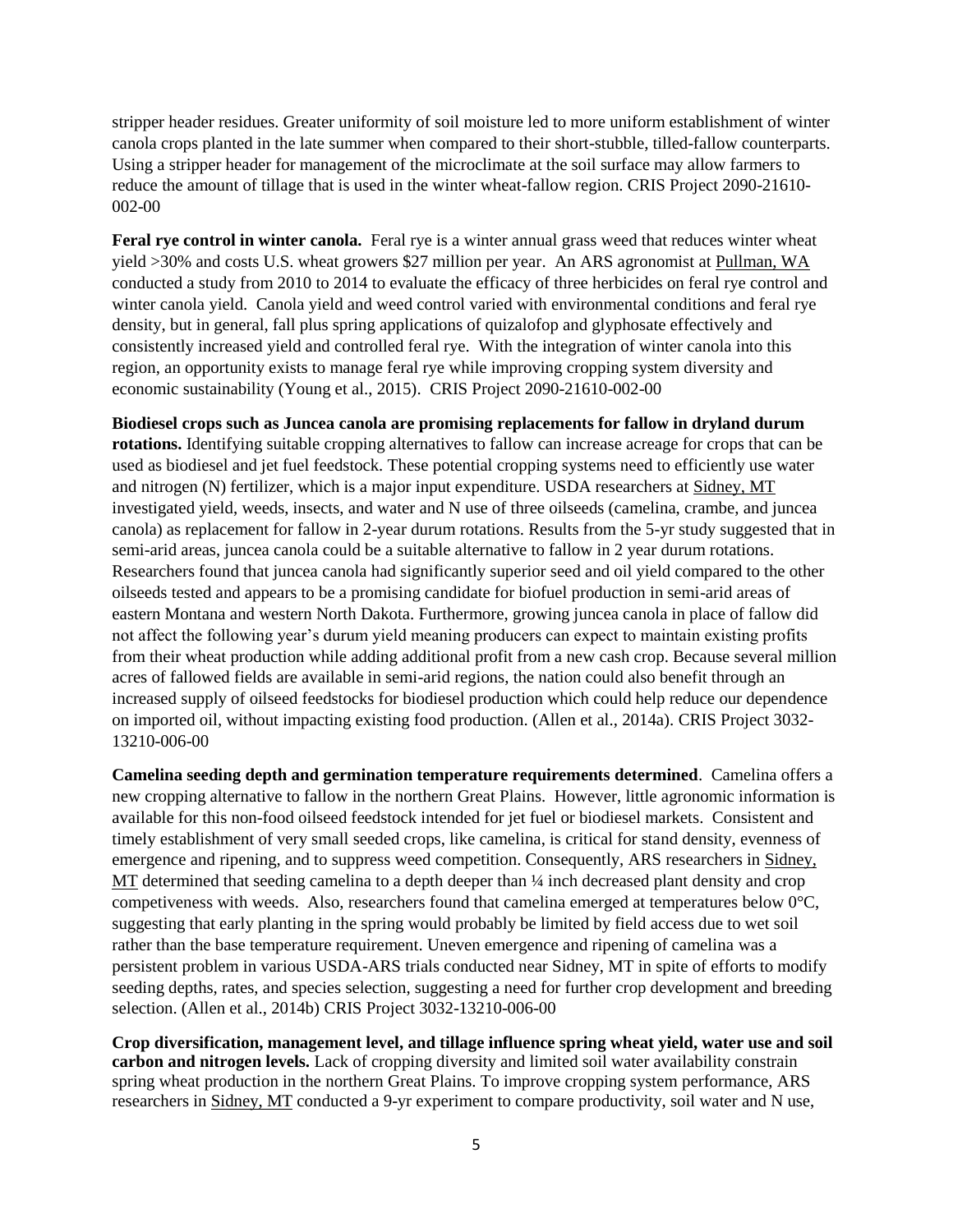stripper header residues. Greater uniformity of soil moisture led to more uniform establishment of winter canola crops planted in the late summer when compared to their short-stubble, tilled-fallow counterparts. Using a stripper header for management of the microclimate at the soil surface may allow farmers to reduce the amount of tillage that is used in the winter wheat-fallow region. CRIS Project 2090-21610-002-00

**Feral rye control in winter canola.** Feral rye is a winter annual grass weed that reduces winter wheat yield >30% and costs U.S. wheat growers $27 million per year. An ARS agronomist at Pullman, WA conducted a study from 2010 to 2014 to evaluate the efficacy of three herbicides on feral rye control and winter canola yield. Canola yield and weed control varied with environmental conditions and feral rye density, but in general, fall plus spring applications of quizalofop and glyphosate effectively and consistently increased yield and controlled feral rye. With the integration of winter canola into this region, an opportunity exists to manage feral rye while improving cropping system diversity and economic sustainability (Young et al., 2015). CRIS Project 2090-21610-002-00

**Biodiesel crops such as Juncea canola are promising replacements for fallow in dryland durum rotations.** Identifying suitable cropping alternatives to fallow can increase acreage for crops that can be used as biodiesel and jet fuel feedstock. These potential cropping systems need to efficiently use water and nitrogen (N) fertilizer, which is a major input expenditure. USDA researchers at Sidney, MT investigated yield, weeds, insects, and water and N use of three oilseeds (camelina, crambe, and juncea canola) as replacement for fallow in 2-year durum rotations. Results from the 5-yr study suggested that in semi-arid areas, juncea canola could be a suitable alternative to fallow in 2 year durum rotations. Researchers found that juncea canola had significantly superior seed and oil yield compared to the other oilseeds tested and appears to be a promising candidate for biofuel production in semi-arid areas of eastern Montana and western North Dakota. Furthermore, growing juncea canola in place of fallow did not affect the following year's durum yield meaning producers can expect to maintain existing profits from their wheat production while adding additional profit from a new cash crop. Because several million acres of fallowed fields are available in semi-arid regions, the nation could also benefit through an increased supply of oilseed feedstocks for biodiesel production which could help reduce our dependence on imported oil, without impacting existing food production. (Allen et al., 2014a). CRIS Project 3032-13210-006-00

**Camelina seeding depth and germination temperature requirements determined**. Camelina offers a new cropping alternative to fallow in the northern Great Plains. However, little agronomic information is available for this non-food oilseed feedstock intended for jet fuel or biodiesel markets. Consistent and timely establishment of very small seeded crops, like camelina, is critical for stand density, evenness of emergence and ripening, and to suppress weed competition. Consequently, ARS researchers in Sidney, MT determined that seeding camelina to a depth deeper than ¼ inch decreased plant density and crop competiveness with weeds. Also, researchers found that camelina emerged at temperatures below 0°C, suggesting that early planting in the spring would probably be limited by field access due to wet soil rather than the base temperature requirement. Uneven emergence and ripening of camelina was a persistent problem in various USDA-ARS trials conducted near Sidney, MT in spite of efforts to modify seeding depths, rates, and species selection, suggesting a need for further crop development and breeding selection. (Allen et al., 2014b) CRIS Project 3032-13210-006-00

**Crop diversification, management level, and tillage influence spring wheat yield, water use and soil carbon and nitrogen levels.** Lack of cropping diversity and limited soil water availability constrain spring wheat production in the northern Great Plains. To improve cropping system performance, ARS researchers in Sidney, MT conducted a 9-yr experiment to compare productivity, soil water and N use,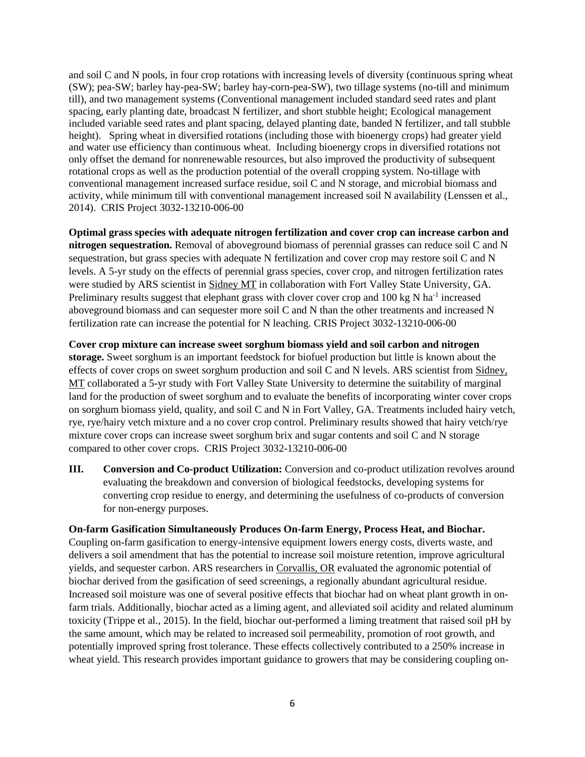and soil C and N pools, in four crop rotations with increasing levels of diversity (continuous spring wheat (SW); pea-SW; barley hay-pea-SW; barley hay-corn-pea-SW), two tillage systems (no-till and minimum till), and two management systems (Conventional management included standard seed rates and plant spacing, early planting date, broadcast N fertilizer, and short stubble height; Ecological management included variable seed rates and plant spacing, delayed planting date, banded N fertilizer, and tall stubble height). Spring wheat in diversified rotations (including those with bioenergy crops) had greater yield and water use efficiency than continuous wheat. Including bioenergy crops in diversified rotations not only offset the demand for nonrenewable resources, but also improved the productivity of subsequent rotational crops as well as the production potential of the overall cropping system. No-tillage with conventional management increased surface residue, soil C and N storage, and microbial biomass and activity, while minimum till with conventional management increased soil N availability (Lenssen et al., 2014). CRIS Project 3032-13210-006-00

**Optimal grass species with adequate nitrogen fertilization and cover crop can increase carbon and nitrogen sequestration.** Removal of aboveground biomass of perennial grasses can reduce soil C and N sequestration, but grass species with adequate N fertilization and cover crop may restore soil C and N levels. A 5-yr study on the effects of perennial grass species, cover crop, and nitrogen fertilization rates were studied by ARS scientist in Sidney MT in collaboration with Fort Valley State University, GA. Preliminary results suggest that elephant grass with clover cover crop and 100 kg N $ha^{-1}$ increased aboveground biomass and can sequester more soil C and N than the other treatments and increased N fertilization rate can increase the potential for N leaching. CRIS Project 3032-13210-006-00

**Cover crop mixture can increase sweet sorghum biomass yield and soil carbon and nitrogen storage.** Sweet sorghum is an important feedstock for biofuel production but little is known about the effects of cover crops on sweet sorghum production and soil C and N levels. ARS scientist from Sidney, MT collaborated a 5-yr study with Fort Valley State University to determine the suitability of marginal land for the production of sweet sorghum and to evaluate the benefits of incorporating winter cover crops on sorghum biomass yield, quality, and soil C and N in Fort Valley, GA. Treatments included hairy vetch, rye, rye/hairy vetch mixture and a no cover crop control. Preliminary results showed that hairy vetch/rye mixture cover crops can increase sweet sorghum brix and sugar contents and soil C and N storage compared to other cover crops. CRIS Project 3032-13210-006-00

**III. Conversion and Co-product Utilization:** Conversion and co-product utilization revolves around evaluating the breakdown and conversion of biological feedstocks, developing systems for converting crop residue to energy, and determining the usefulness of co-products of conversion for non-energy purposes.

**On-farm Gasification Simultaneously Produces On-farm Energy, Process Heat, and Biochar.** Coupling on-farm gasification to energy-intensive equipment lowers energy costs, diverts waste, and delivers a soil amendment that has the potential to increase soil moisture retention, improve agricultural yields, and sequester carbon. ARS researchers in Corvallis, OR evaluated the agronomic potential of biochar derived from the gasification of seed screenings, a regionally abundant agricultural residue. Increased soil moisture was one of several positive effects that biochar had on wheat plant growth in on-farm trials. Additionally, biochar acted as a liming agent, and alleviated soil acidity and related aluminum toxicity (Trippe et al., 2015). In the field, biochar out-performed a liming treatment that raised soil pH by the same amount, which may be related to increased soil permeability, promotion of root growth, and potentially improved spring frost tolerance. These effects collectively contributed to a 250% increase in wheat yield. This research provides important guidance to growers that may be considering coupling on-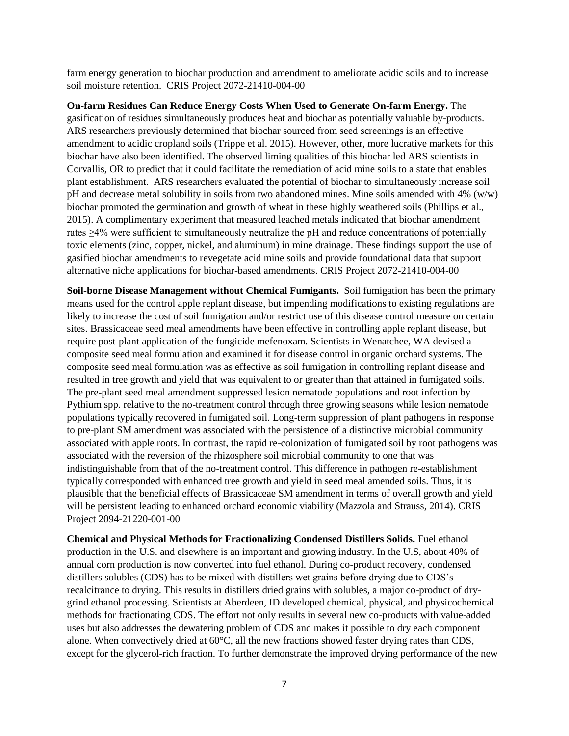farm energy generation to biochar production and amendment to ameliorate acidic soils and to increase soil moisture retention. CRIS Project 2072-21410-004-00

**On-farm Residues Can Reduce Energy Costs When Used to Generate On-farm Energy.** The gasification of residues simultaneously produces heat and biochar as potentially valuable by-products. ARS researchers previously determined that biochar sourced from seed screenings is an effective amendment to acidic cropland soils (Trippe et al. 2015). However, other, more lucrative markets for this biochar have also been identified. The observed liming qualities of this biochar led ARS scientists in Corvallis, OR to predict that it could facilitate the remediation of acid mine soils to a state that enables plant establishment. ARS researchers evaluated the potential of biochar to simultaneously increase soil pH and decrease metal solubility in soils from two abandoned mines. Mine soils amended with 4% (w/w) biochar promoted the germination and growth of wheat in these highly weathered soils (Phillips et al., 2015). A complimentary experiment that measured leached metals indicated that biochar amendment rates ≥4% were sufficient to simultaneously neutralize the pH and reduce concentrations of potentially toxic elements (zinc, copper, nickel, and aluminum) in mine drainage. These findings support the use of gasified biochar amendments to revegetate acid mine soils and provide foundational data that support alternative niche applications for biochar-based amendments. CRIS Project 2072-21410-004-00

**Soil-borne Disease Management without Chemical Fumigants.** Soil fumigation has been the primary means used for the control apple replant disease, but impending modifications to existing regulations are likely to increase the cost of soil fumigation and/or restrict use of this disease control measure on certain sites. Brassicaceae seed meal amendments have been effective in controlling apple replant disease, but require post-plant application of the fungicide mefenoxam. Scientists in Wenatchee, WA devised a composite seed meal formulation and examined it for disease control in organic orchard systems. The composite seed meal formulation was as effective as soil fumigation in controlling replant disease and resulted in tree growth and yield that was equivalent to or greater than that attained in fumigated soils. The pre-plant seed meal amendment suppressed lesion nematode populations and root infection by Pythium spp. relative to the no-treatment control through three growing seasons while lesion nematode populations typically recovered in fumigated soil. Long-term suppression of plant pathogens in response to pre-plant SM amendment was associated with the persistence of a distinctive microbial community associated with apple roots. In contrast, the rapid re-colonization of fumigated soil by root pathogens was associated with the reversion of the rhizosphere soil microbial community to one that was indistinguishable from that of the no-treatment control. This difference in pathogen re-establishment typically corresponded with enhanced tree growth and yield in seed meal amended soils. Thus, it is plausible that the beneficial effects of Brassicaceae SM amendment in terms of overall growth and yield will be persistent leading to enhanced orchard economic viability (Mazzola and Strauss, 2014). CRIS Project 2094-21220-001-00

**Chemical and Physical Methods for Fractionalizing Condensed Distillers Solids.** Fuel ethanol production in the U.S. and elsewhere is an important and growing industry. In the U.S, about 40% of annual corn production is now converted into fuel ethanol. During co-product recovery, condensed distillers solubles (CDS) has to be mixed with distillers wet grains before drying due to CDS's recalcitrance to drying. This results in distillers dried grains with solubles, a major co-product of dry-grind ethanol processing. Scientists at Aberdeen, ID developed chemical, physical, and physicochemical methods for fractionating CDS. The effort not only results in several new co-products with value-added uses but also addresses the dewatering problem of CDS and makes it possible to dry each component alone. When convectively dried at 60°C, all the new fractions showed faster drying rates than CDS, except for the glycerol-rich fraction. To further demonstrate the improved drying performance of the new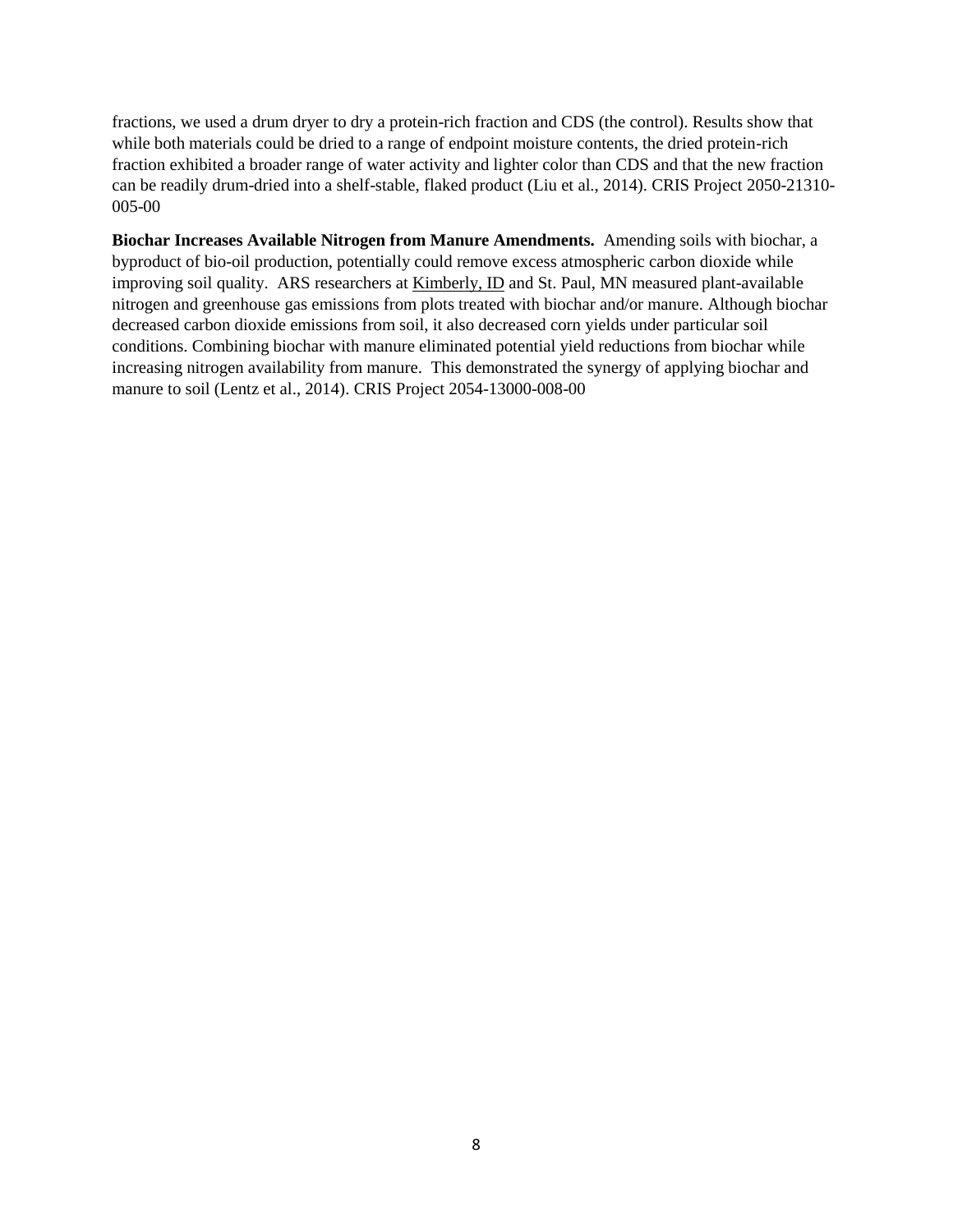fractions, we used a drum dryer to dry a protein-rich fraction and CDS (the control). Results show that while both materials could be dried to a range of endpoint moisture contents, the dried protein-rich fraction exhibited a broader range of water activity and lighter color than CDS and that the new fraction can be readily drum-dried into a shelf-stable, flaked product (Liu et al., 2014). CRIS Project 2050-21310-005-00

**Biochar Increases Available Nitrogen from Manure Amendments.** Amending soils with biochar, a byproduct of bio-oil production, potentially could remove excess atmospheric carbon dioxide while improving soil quality. ARS researchers at Kimberly, ID and St. Paul, MN measured plant-available nitrogen and greenhouse gas emissions from plots treated with biochar and/or manure. Although biochar decreased carbon dioxide emissions from soil, it also decreased corn yields under particular soil conditions. Combining biochar with manure eliminated potential yield reductions from biochar while increasing nitrogen availability from manure. This demonstrated the synergy of applying biochar and manure to soil (Lentz et al., 2014). CRIS Project 2054-13000-008-00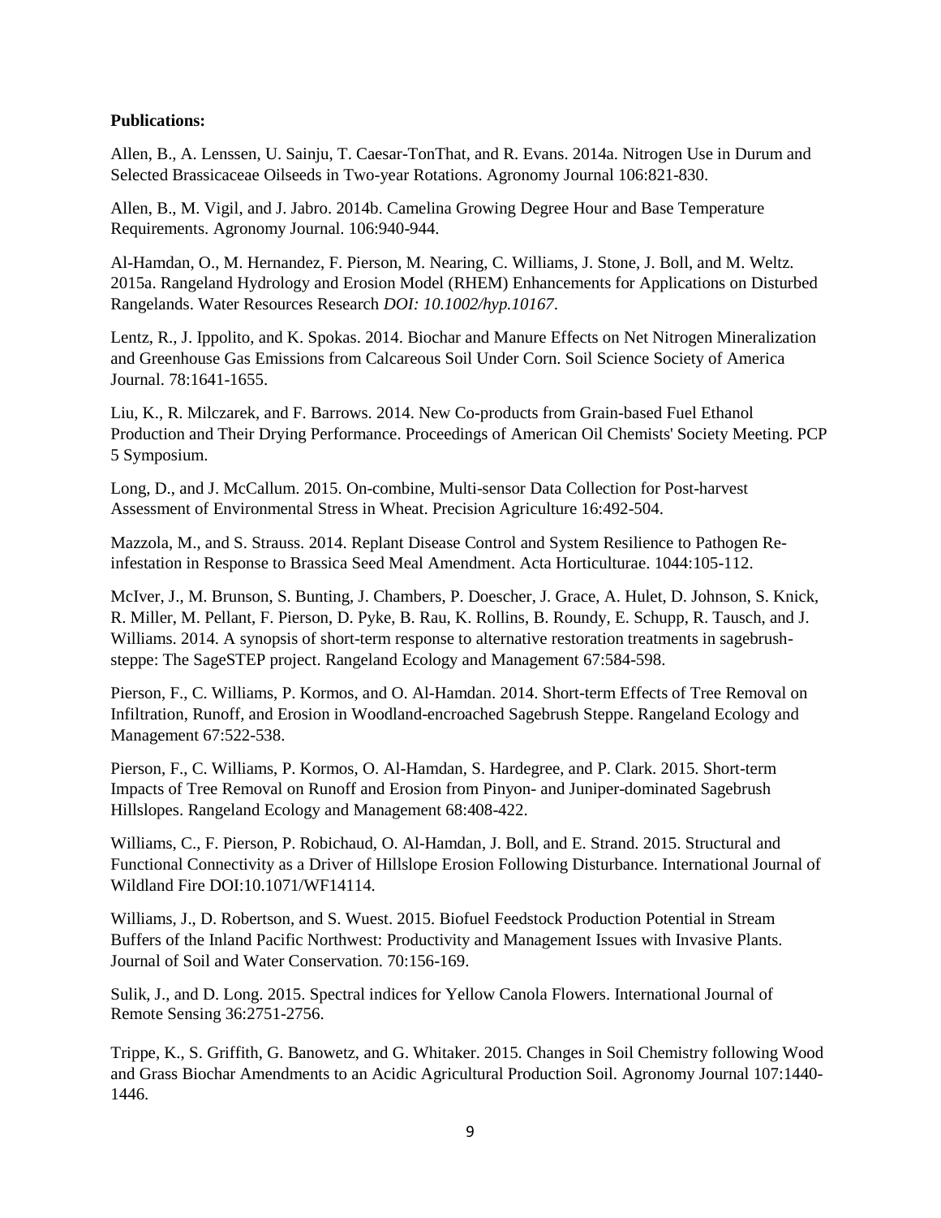**Publications:**

Allen, B., A. Lenssen, U. Sainju, T. Caesar-TonThat, and R. Evans. 2014a. Nitrogen Use in Durum and Selected Brassicaceae Oilseeds in Two-year Rotations. Agronomy Journal 106:821-830.

Allen, B., M. Vigil, and J. Jabro. 2014b. Camelina Growing Degree Hour and Base Temperature Requirements. Agronomy Journal. 106:940-944.

Al-Hamdan, O., M. Hernandez, F. Pierson, M. Nearing, C. Williams, J. Stone, J. Boll, and M. Weltz. 2015a. Rangeland Hydrology and Erosion Model (RHEM) Enhancements for Applications on Disturbed Rangelands. Water Resources Research *DOI: 10.1002/hyp.10167*.

Lentz, R., J. Ippolito, and K. Spokas. 2014. Biochar and Manure Effects on Net Nitrogen Mineralization and Greenhouse Gas Emissions from Calcareous Soil Under Corn. Soil Science Society of America Journal. 78:1641-1655.

Liu, K., R. Milczarek, and F. Barrows. 2014. New Co-products from Grain-based Fuel Ethanol Production and Their Drying Performance. Proceedings of American Oil Chemists' Society Meeting. PCP 5 Symposium.

Long, D., and J. McCallum. 2015. On-combine, Multi-sensor Data Collection for Post-harvest Assessment of Environmental Stress in Wheat. Precision Agriculture 16:492-504.

Mazzola, M., and S. Strauss. 2014. Replant Disease Control and System Resilience to Pathogen Re-infestation in Response to Brassica Seed Meal Amendment. Acta Horticulturae. 1044:105-112.

McIver, J., M. Brunson, S. Bunting, J. Chambers, P. Doescher, J. Grace, A. Hulet, D. Johnson, S. Knick, R. Miller, M. Pellant, F. Pierson, D. Pyke, B. Rau, K. Rollins, B. Roundy, E. Schupp, R. Tausch, and J. Williams. 2014. A synopsis of short-term response to alternative restoration treatments in sagebrush-steppe: The SageSTEP project. Rangeland Ecology and Management 67:584-598.

Pierson, F., C. Williams, P. Kormos, and O. Al-Hamdan. 2014. Short-term Effects of Tree Removal on Infiltration, Runoff, and Erosion in Woodland-encroached Sagebrush Steppe. Rangeland Ecology and Management 67:522-538.

Pierson, F., C. Williams, P. Kormos, O. Al-Hamdan, S. Hardegree, and P. Clark. 2015. Short-term Impacts of Tree Removal on Runoff and Erosion from Pinyon- and Juniper-dominated Sagebrush Hillslopes. Rangeland Ecology and Management 68:408-422.

Williams, C., F. Pierson, P. Robichaud, O. Al-Hamdan, J. Boll, and E. Strand. 2015. Structural and Functional Connectivity as a Driver of Hillslope Erosion Following Disturbance. International Journal of Wildland Fire DOI:10.1071/WF14114.

Williams, J., D. Robertson, and S. Wuest. 2015. Biofuel Feedstock Production Potential in Stream Buffers of the Inland Pacific Northwest: Productivity and Management Issues with Invasive Plants. Journal of Soil and Water Conservation. 70:156-169.

Sulik, J., and D. Long. 2015. Spectral indices for Yellow Canola Flowers. International Journal of Remote Sensing 36:2751-2756.

Trippe, K., S. Griffith, G. Banowetz, and G. Whitaker. 2015. Changes in Soil Chemistry following Wood and Grass Biochar Amendments to an Acidic Agricultural Production Soil. Agronomy Journal 107:1440-1446.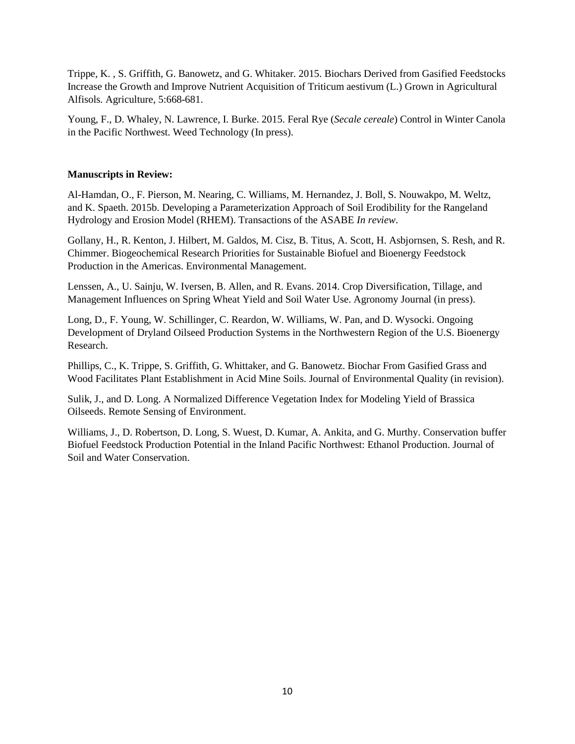Trippe, K. , S. Griffith, G. Banowetz, and G. Whitaker. 2015. Biochars Derived from Gasified Feedstocks Increase the Growth and Improve Nutrient Acquisition of Triticum aestivum (L.) Grown in Agricultural Alfisols. Agriculture, 5:668-681.

Young, F., D. Whaley, N. Lawrence, I. Burke. 2015. Feral Rye (*Secale cereale*) Control in Winter Canola in the Pacific Northwest. Weed Technology (In press).

**Manuscripts in Review:**

Al-Hamdan, O., F. Pierson, M. Nearing, C. Williams, M. Hernandez, J. Boll, S. Nouwakpo, M. Weltz, and K. Spaeth. 2015b. Developing a Parameterization Approach of Soil Erodibility for the Rangeland Hydrology and Erosion Model (RHEM). Transactions of the ASABE *In review*.

Gollany, H., R. Kenton, J. Hilbert, M. Galdos, M. Cisz, B. Titus, A. Scott, H. Asbjornsen, S. Resh, and R. Chimmer. Biogeochemical Research Priorities for Sustainable Biofuel and Bioenergy Feedstock Production in the Americas. Environmental Management.

Lenssen, A., U. Sainju, W. Iversen, B. Allen, and R. Evans. 2014. Crop Diversification, Tillage, and Management Influences on Spring Wheat Yield and Soil Water Use. Agronomy Journal (in press).

Long, D., F. Young, W. Schillinger, C. Reardon, W. Williams, W. Pan, and D. Wysocki. Ongoing Development of Dryland Oilseed Production Systems in the Northwestern Region of the U.S. Bioenergy Research.

Phillips, C., K. Trippe, S. Griffith, G. Whittaker, and G. Banowetz. Biochar From Gasified Grass and Wood Facilitates Plant Establishment in Acid Mine Soils. Journal of Environmental Quality (in revision).

Sulik, J., and D. Long. A Normalized Difference Vegetation Index for Modeling Yield of Brassica Oilseeds. Remote Sensing of Environment.

Williams, J., D. Robertson, D. Long, S. Wuest, D. Kumar, A. Ankita, and G. Murthy. Conservation buffer Biofuel Feedstock Production Potential in the Inland Pacific Northwest: Ethanol Production. Journal of Soil and Water Conservation.